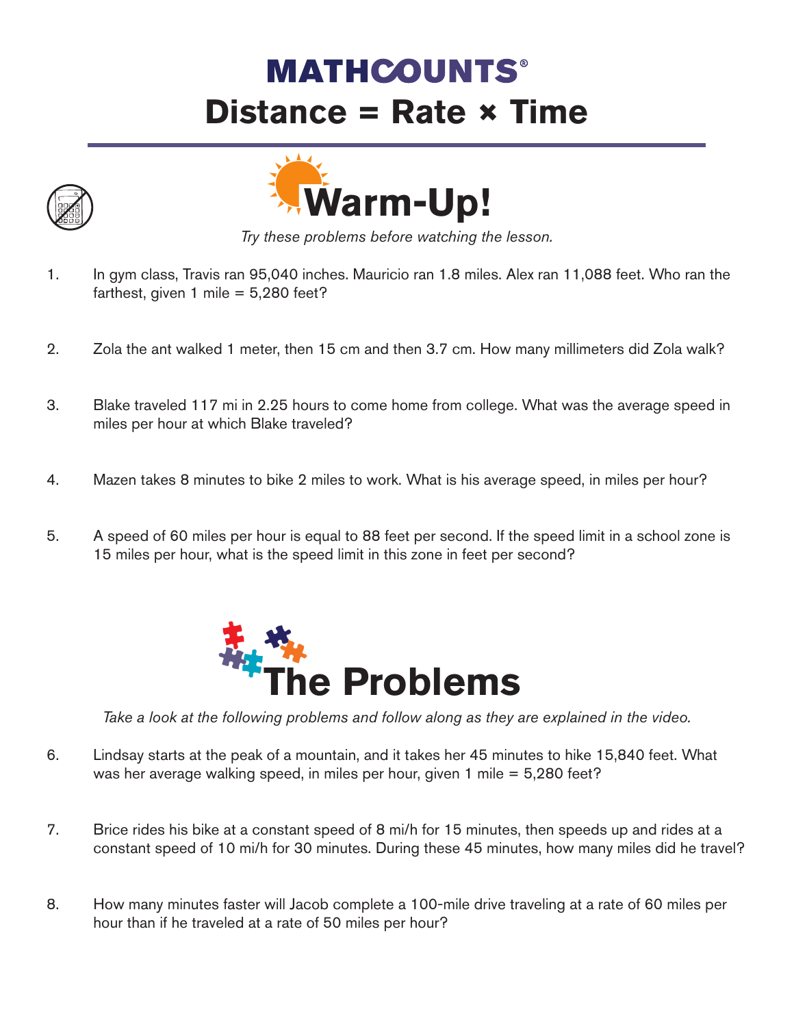# MATHCOUNTS®

# Distance = Rate × Time

## Warm-Up!

*Try these problems before watching the lesson.*

1. In gym class, Travis ran 95,040 inches. Mauricio ran 1.8 miles. Alex ran 11,088 feet. Who ran the farthest, given 1 mile = 5,280 feet?

2. Zola the ant walked 1 meter, then 15 cm and then 3.7 cm. How many millimeters did Zola walk?

3. Blake traveled 117 mi in 2.25 hours to come home from college. What was the average speed in miles per hour at which Blake traveled?

4. Mazen takes 8 minutes to bike 2 miles to work. What is his average speed, in miles per hour?

5. A speed of 60 miles per hour is equal to 88 feet per second. If the speed limit in a school zone is 15 miles per hour, what is the speed limit in this zone in feet per second?

## The Problems

*Take a look at the following problems and follow along as they are explained in the video.*

6. Lindsay starts at the peak of a mountain, and it takes her 45 minutes to hike 15,840 feet. What was her average walking speed, in miles per hour, given 1 mile = 5,280 feet?

7. Brice rides his bike at a constant speed of 8 mi/h for 15 minutes, then speeds up and rides at a constant speed of 10 mi/h for 30 minutes. During these 45 minutes, how many miles did he travel?

8. How many minutes faster will Jacob complete a 100-mile drive traveling at a rate of 60 miles per hour than if he traveled at a rate of 50 miles per hour?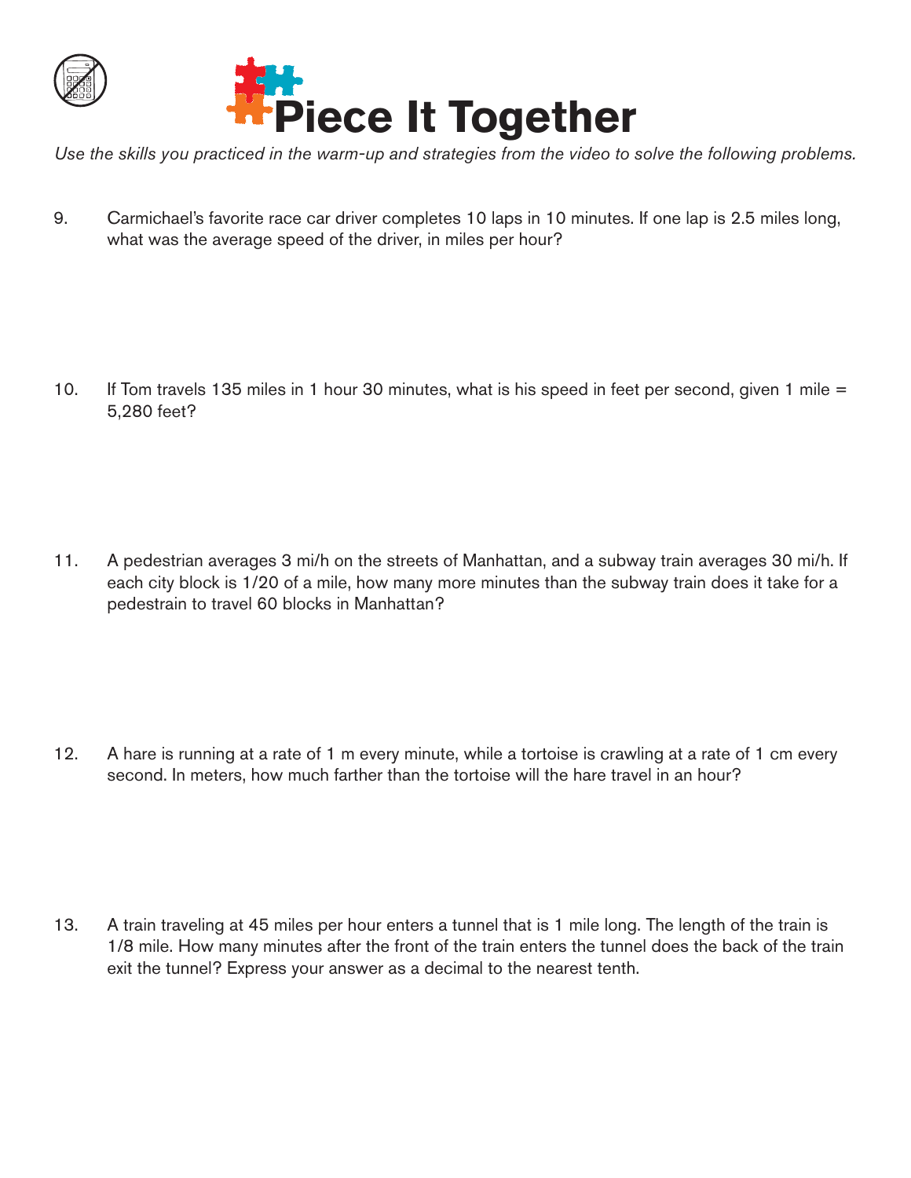# Piece It Together

*Use the skills you practiced in the warm-up and strategies from the video to solve the following problems.*

9. Carmichael's favorite race car driver completes 10 laps in 10 minutes. If one lap is 2.5 miles long, what was the average speed of the driver, in miles per hour?

10. If Tom travels 135 miles in 1 hour 30 minutes, what is his speed in feet per second, given 1 mile = 5,280 feet?

11. A pedestrian averages 3 mi/h on the streets of Manhattan, and a subway train averages 30 mi/h. If each city block is 1/20 of a mile, how many more minutes than the subway train does it take for a pedestrain to travel 60 blocks in Manhattan?

12. A hare is running at a rate of 1 m every minute, while a tortoise is crawling at a rate of 1 cm every second. In meters, how much farther than the tortoise will the hare travel in an hour?

13. A train traveling at 45 miles per hour enters a tunnel that is 1 mile long. The length of the train is 1/8 mile. How many minutes after the front of the train enters the tunnel does the back of the train exit the tunnel? Express your answer as a decimal to the nearest tenth.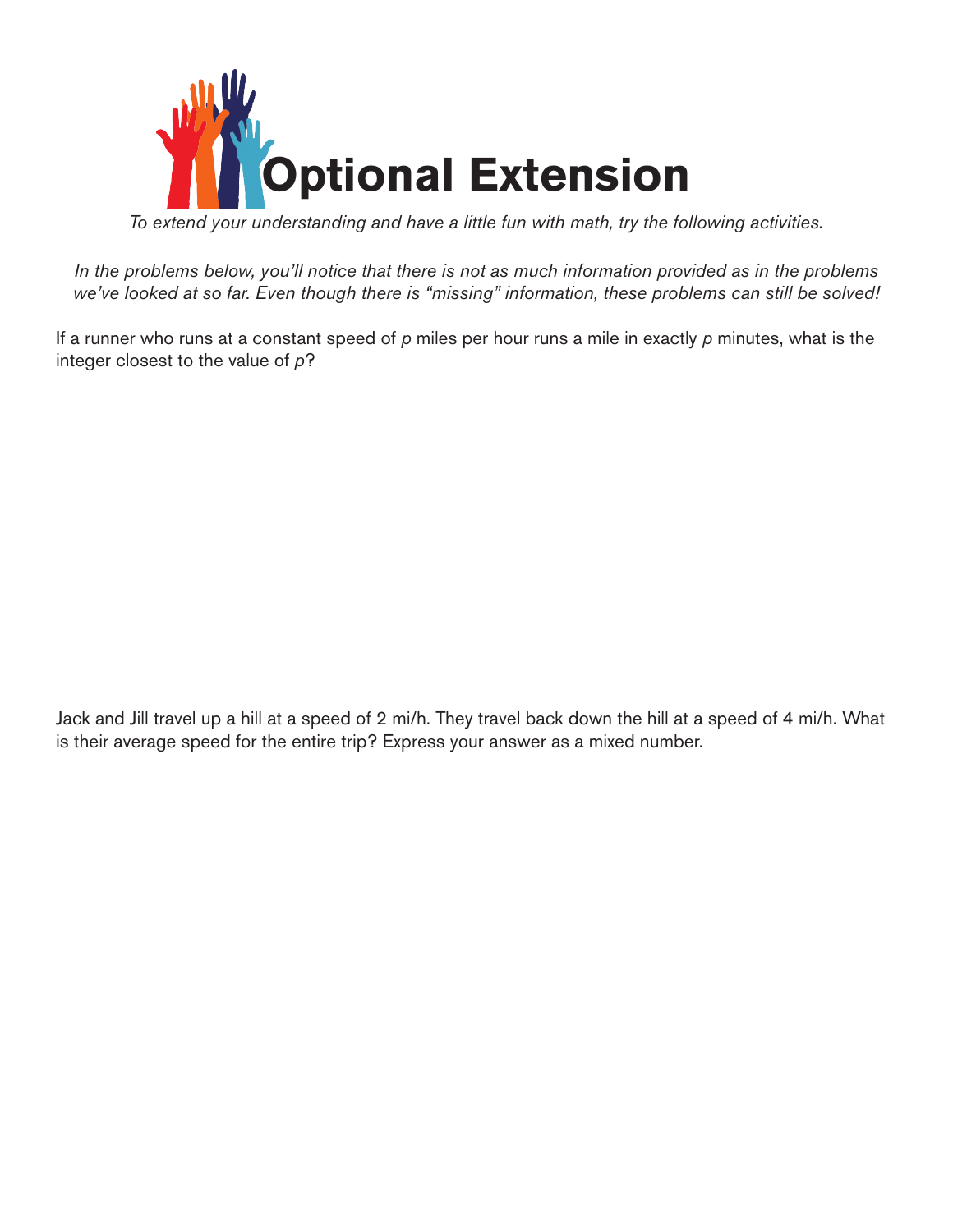# Optional Extension

*To extend your understanding and have a little fun with math, try the following activities.*

*In the problems below, you'll notice that there is not as much information provided as in the problems we've looked at so far. Even though there is "missing" information, these problems can still be solved!*

If a runner who runs at a constant speed of $p$ miles per hour runs a mile in exactly $p$ minutes, what is the integer closest to the value of $p$?

Jack and Jill travel up a hill at a speed of 2 mi/h. They travel back down the hill at a speed of 4 mi/h. What is their average speed for the entire trip? Express your answer as a mixed number.